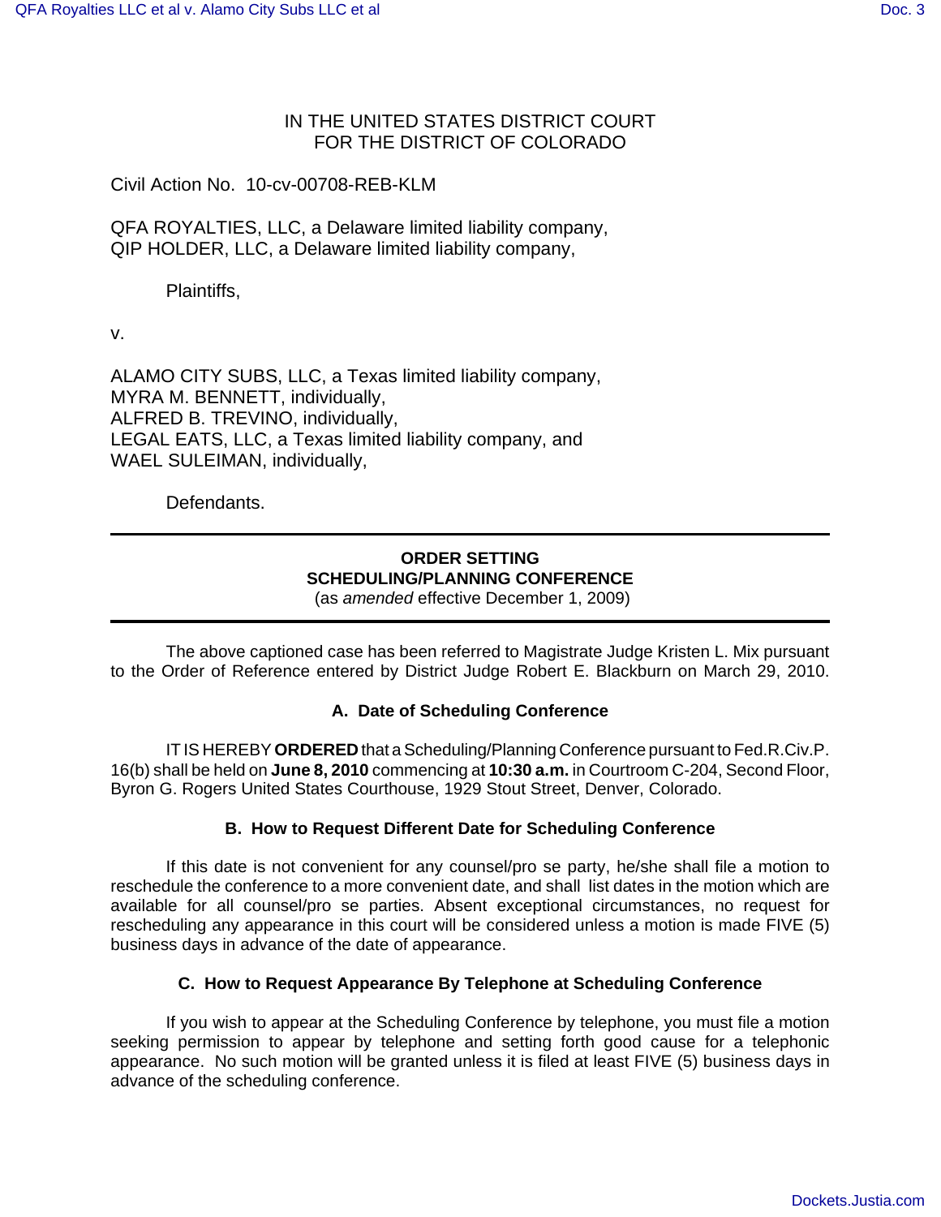IN THE UNITED STATES DISTRICT COURT
FOR THE DISTRICT OF COLORADO

Civil Action No. 10-cv-00708-REB-KLM

QFA ROYALTIES, LLC, a Delaware limited liability company,
QIP HOLDER, LLC, a Delaware limited liability company,

Plaintiffs,

v.

ALAMO CITY SUBS, LLC, a Texas limited liability company,
MYRA M. BENNETT, individually,
ALFRED B. TREVINO, individually,
LEGAL EATS, LLC, a Texas limited liability company, and
WAEL SULEIMAN, individually,

Defendants.

---

**ORDER SETTING**
**SCHEDULING/PLANNING CONFERENCE**
(as *amended* effective December 1, 2009)

---

The above captioned case has been referred to Magistrate Judge Kristen L. Mix pursuant to the Order of Reference entered by District Judge Robert E. Blackburn on March 29, 2010.

### A. Date of Scheduling Conference

IT IS HEREBY **ORDERED** that a Scheduling/Planning Conference pursuant to Fed.R.Civ.P. 16(b) shall be held on **June 8, 2010** commencing at **10:30 a.m.** in Courtroom C-204, Second Floor, Byron G. Rogers United States Courthouse, 1929 Stout Street, Denver, Colorado.

### B. How to Request Different Date for Scheduling Conference

If this date is not convenient for any counsel/pro se party, he/she shall file a motion to reschedule the conference to a more convenient date, and shall list dates in the motion which are available for all counsel/pro se parties. Absent exceptional circumstances, no request for rescheduling any appearance in this court will be considered unless a motion is made FIVE (5) business days in advance of the date of appearance.

### C. How to Request Appearance By Telephone at Scheduling Conference

If you wish to appear at the Scheduling Conference by telephone, you must file a motion seeking permission to appear by telephone and setting forth good cause for a telephonic appearance. No such motion will be granted unless it is filed at least FIVE (5) business days in advance of the scheduling conference.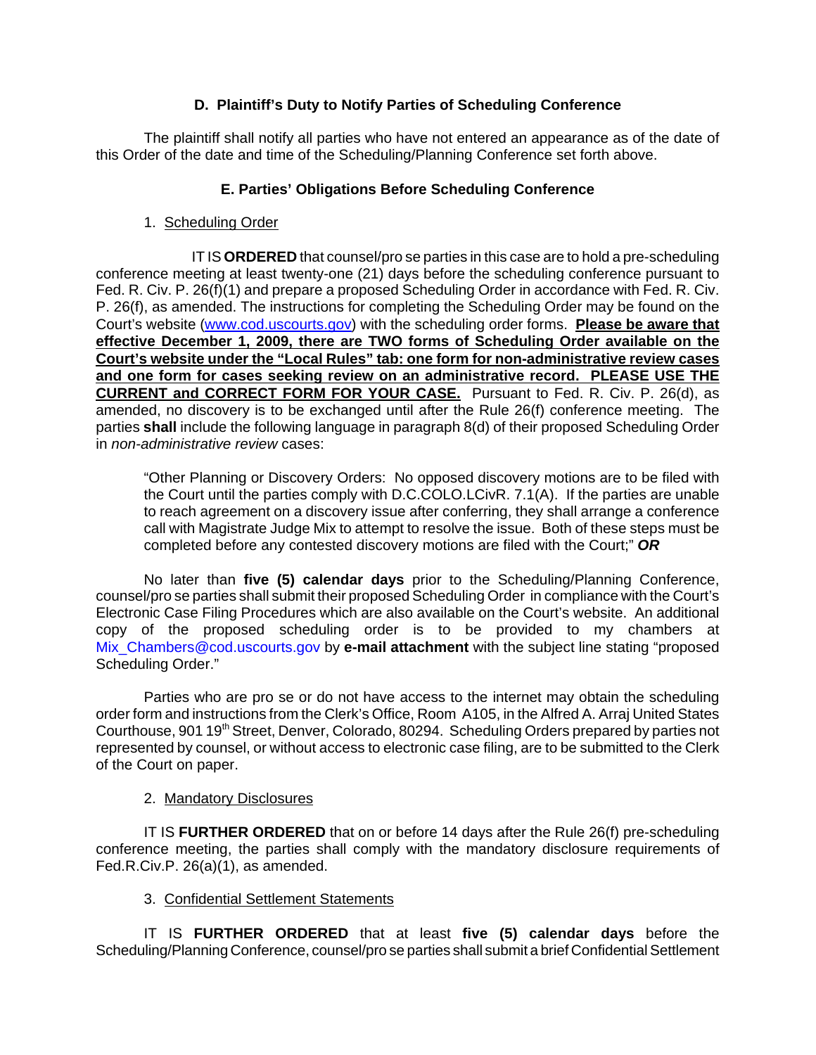### D. Plaintiff's Duty to Notify Parties of Scheduling Conference

The plaintiff shall notify all parties who have not entered an appearance as of the date of this Order of the date and time of the Scheduling/Planning Conference set forth above.

### E. Parties' Obligations Before Scheduling Conference

1. Scheduling Order

IT IS **ORDERED** that counsel/pro se parties in this case are to hold a pre-scheduling conference meeting at least twenty-one (21) days before the scheduling conference pursuant to Fed. R. Civ. P. 26(f)(1) and prepare a proposed Scheduling Order in accordance with Fed. R. Civ. P. 26(f), as amended. The instructions for completing the Scheduling Order may be found on the Court's website (www.cod.uscourts.gov) with the scheduling order forms. **Please be aware that effective December 1, 2009, there are TWO forms of Scheduling Order available on the Court's website under the "Local Rules" tab: one form for non-administrative review cases and one form for cases seeking review on an administrative record. PLEASE USE THE CURRENT and CORRECT FORM FOR YOUR CASE.** Pursuant to Fed. R. Civ. P. 26(d), as amended, no discovery is to be exchanged until after the Rule 26(f) conference meeting. The parties **shall** include the following language in paragraph 8(d) of their proposed Scheduling Order in *non-administrative review* cases:

> "Other Planning or Discovery Orders: No opposed discovery motions are to be filed with the Court until the parties comply with D.C.COLO.LCivR. 7.1(A). If the parties are unable to reach agreement on a discovery issue after conferring, they shall arrange a conference call with Magistrate Judge Mix to attempt to resolve the issue. Both of these steps must be completed before any contested discovery motions are filed with the Court;" ***OR***

No later than **five (5) calendar days** prior to the Scheduling/Planning Conference, counsel/pro se parties shall submit their proposed Scheduling Order in compliance with the Court's Electronic Case Filing Procedures which are also available on the Court's website. An additional copy of the proposed scheduling order is to be provided to my chambers at Mix_Chambers@cod.uscourts.gov by **e-mail attachment** with the subject line stating "proposed Scheduling Order."

Parties who are pro se or do not have access to the internet may obtain the scheduling order form and instructions from the Clerk's Office, Room A105, in the Alfred A. Arraj United States Courthouse, 901 19th Street, Denver, Colorado, 80294. Scheduling Orders prepared by parties not represented by counsel, or without access to electronic case filing, are to be submitted to the Clerk of the Court on paper.

2. Mandatory Disclosures

IT IS **FURTHER ORDERED** that on or before 14 days after the Rule 26(f) pre-scheduling conference meeting, the parties shall comply with the mandatory disclosure requirements of Fed.R.Civ.P. 26(a)(1), as amended.

3. Confidential Settlement Statements

IT IS **FURTHER ORDERED** that at least **five (5) calendar days** before the Scheduling/Planning Conference, counsel/pro se parties shall submit a brief Confidential Settlement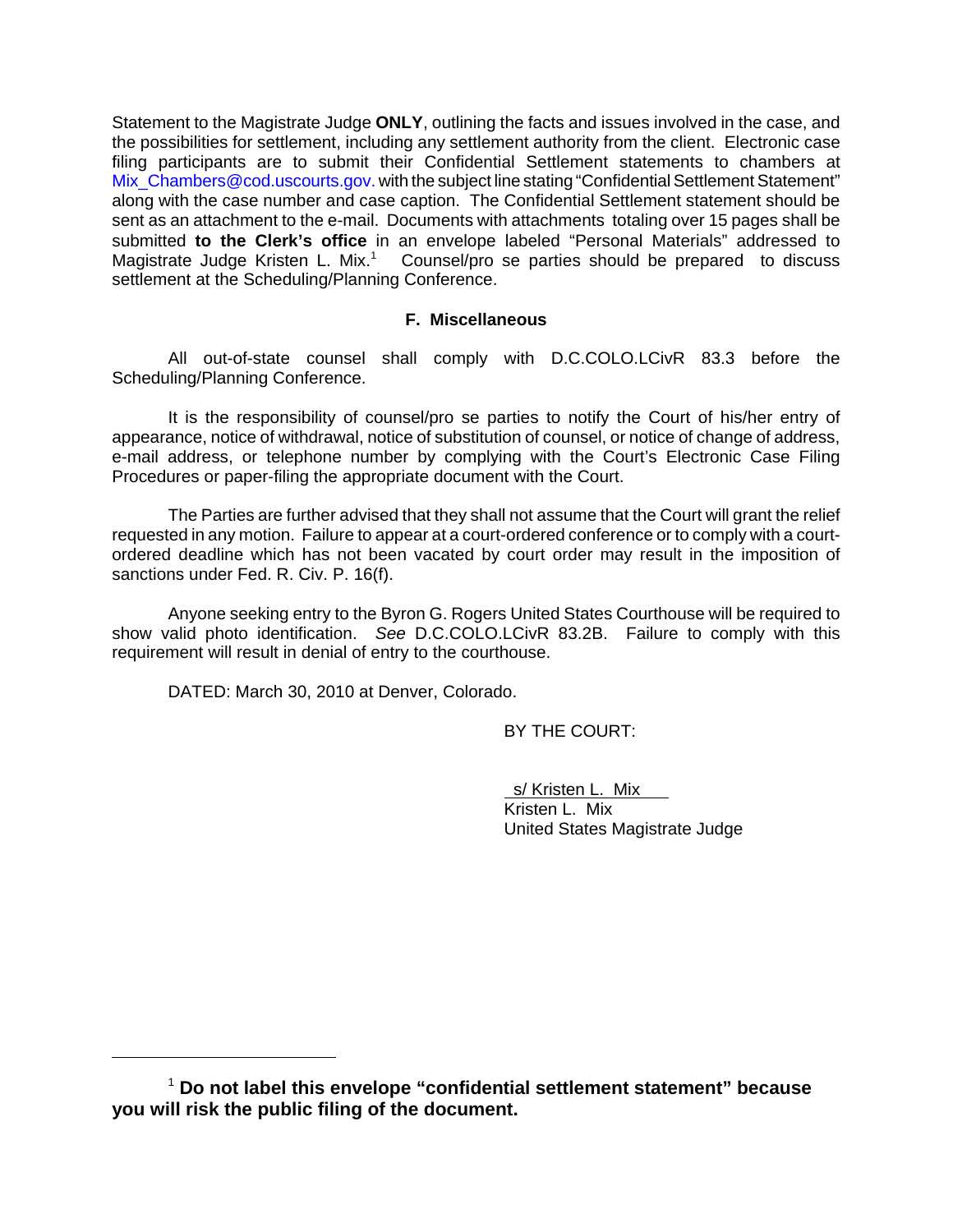Statement to the Magistrate Judge **ONLY**, outlining the facts and issues involved in the case, and the possibilities for settlement, including any settlement authority from the client. Electronic case filing participants are to submit their Confidential Settlement statements to chambers at Mix_Chambers@cod.uscourts.gov. with the subject line stating "Confidential Settlement Statement" along with the case number and case caption. The Confidential Settlement statement should be sent as an attachment to the e-mail. Documents with attachments totaling over 15 pages shall be submitted **to the Clerk's office** in an envelope labeled "Personal Materials" addressed to Magistrate Judge Kristen L. Mix.[1] Counsel/pro se parties should be prepared to discuss settlement at the Scheduling/Planning Conference.

### F. Miscellaneous

All out-of-state counsel shall comply with D.C.COLO.LCivR 83.3 before the Scheduling/Planning Conference.

It is the responsibility of counsel/pro se parties to notify the Court of his/her entry of appearance, notice of withdrawal, notice of substitution of counsel, or notice of change of address, e-mail address, or telephone number by complying with the Court's Electronic Case Filing Procedures or paper-filing the appropriate document with the Court.

The Parties are further advised that they shall not assume that the Court will grant the relief requested in any motion. Failure to appear at a court-ordered conference or to comply with a court-ordered deadline which has not been vacated by court order may result in the imposition of sanctions under Fed. R. Civ. P. 16(f).

Anyone seeking entry to the Byron G. Rogers United States Courthouse will be required to show valid photo identification. *See* D.C.COLO.LCivR 83.2B. Failure to comply with this requirement will result in denial of entry to the courthouse.

DATED: March 30, 2010 at Denver, Colorado.

BY THE COURT:

s/ Kristen L. Mix
Kristen L. Mix
United States Magistrate Judge

---

[1] **Do not label this envelope "confidential settlement statement" because you will risk the public filing of the document.**